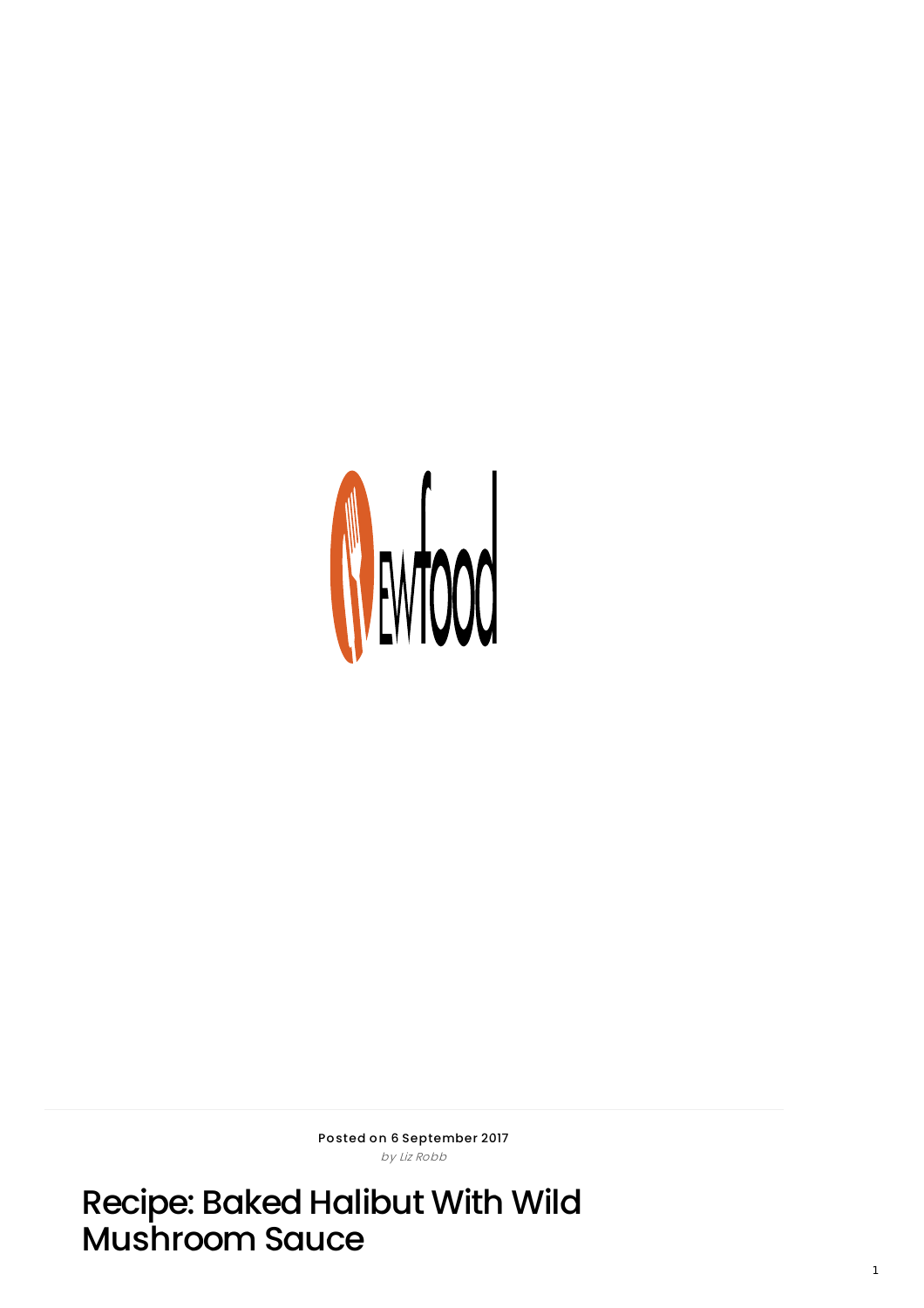Posted on 6 September 2017

*by Liz Robb*

# Recipe: Baked Halibut With Wild Mushroom Sauce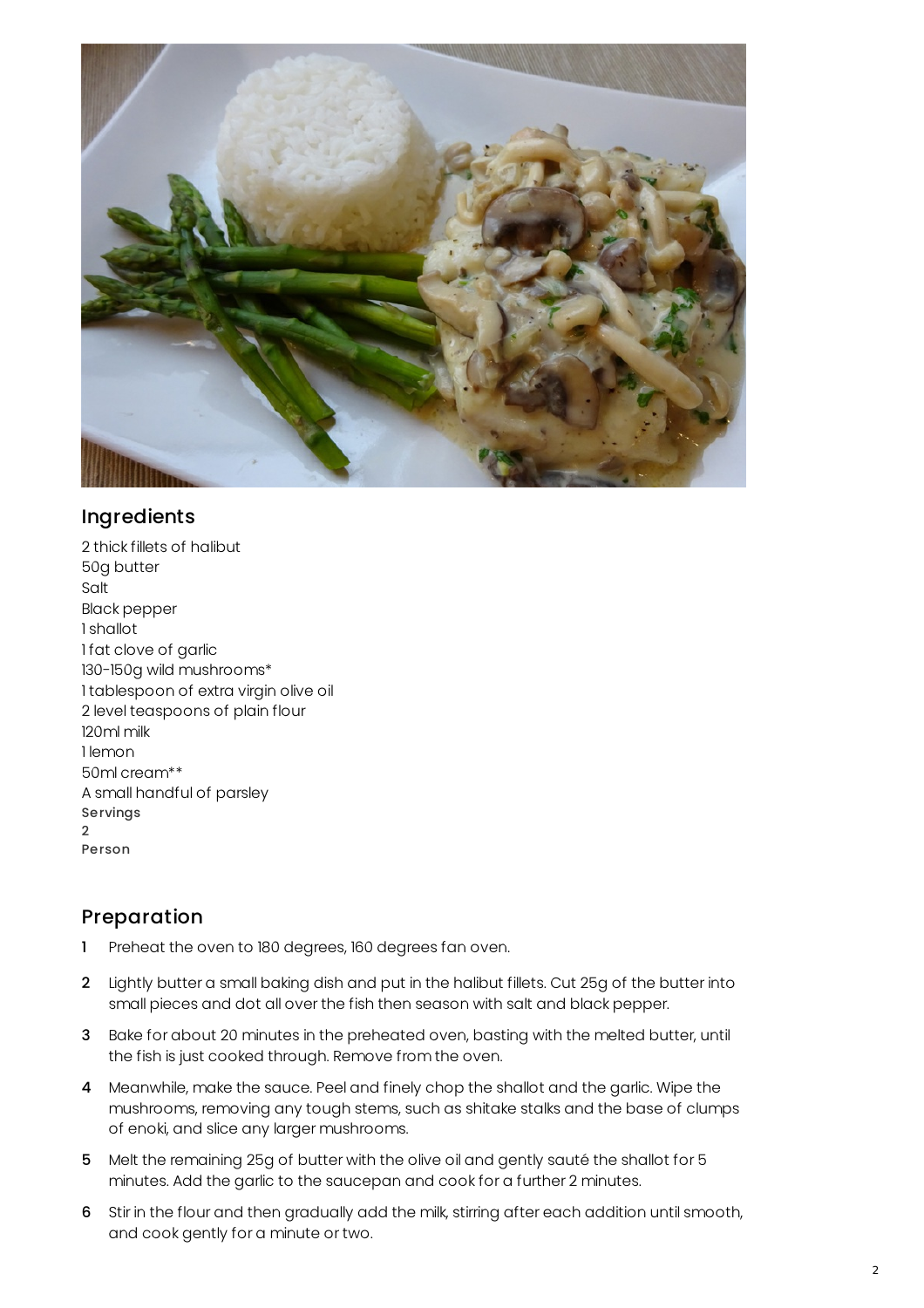## Ingredients

2 thick fillets of halibut
50g butter
Salt
Black pepper
1 shallot
1 fat clove of garlic
130-150g wild mushrooms*
1 tablespoon of extra virgin olive oil
2 level teaspoons of plain flour
120ml milk
1 lemon
50ml cream**
A small handful of parsley

**Servings**
2
**Person**

## Preparation

1. Preheat the oven to 180 degrees, 160 degrees fan oven.
2. Lightly butter a small baking dish and put in the halibut fillets. Cut 25g of the butter into small pieces and dot all over the fish then season with salt and black pepper.
3. Bake for about 20 minutes in the preheated oven, basting with the melted butter, until the fish is just cooked through. Remove from the oven.
4. Meanwhile, make the sauce. Peel and finely chop the shallot and the garlic. Wipe the mushrooms, removing any tough stems, such as shitake stalks and the base of clumps of enoki, and slice any larger mushrooms.
5. Melt the remaining 25g of butter with the olive oil and gently sauté the shallot for 5 minutes. Add the garlic to the saucepan and cook for a further 2 minutes.
6. Stir in the flour and then gradually add the milk, stirring after each addition until smooth, and cook gently for a minute or two.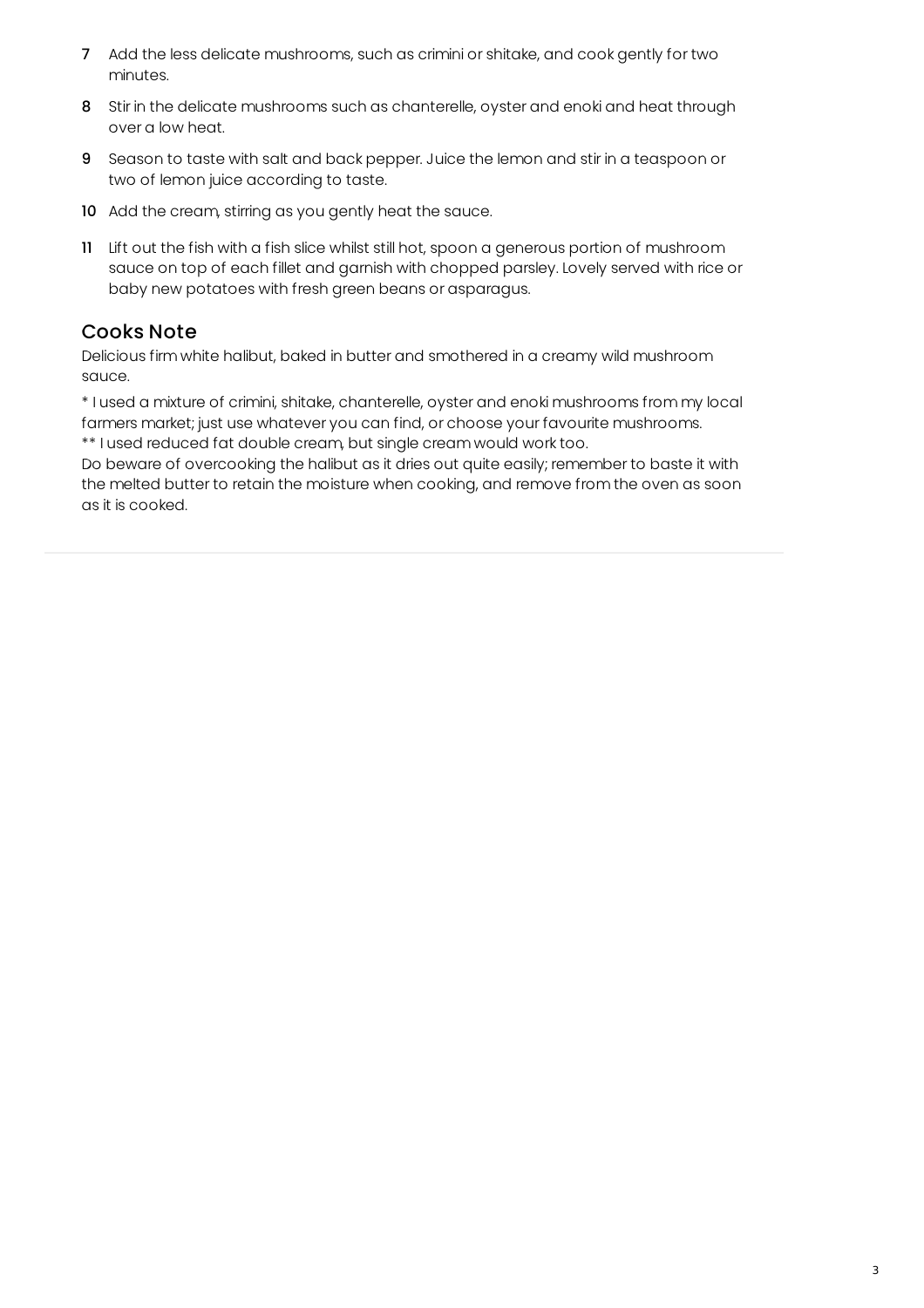7. Add the less delicate mushrooms, such as crimini or shitake, and cook gently for two minutes.
8. Stir in the delicate mushrooms such as chanterelle, oyster and enoki and heat through over a low heat.
9. Season to taste with salt and back pepper. Juice the lemon and stir in a teaspoon or two of lemon juice according to taste.
10. Add the cream, stirring as you gently heat the sauce.
11. Lift out the fish with a fish slice whilst still hot, spoon a generous portion of mushroom sauce on top of each fillet and garnish with chopped parsley. Lovely served with rice or baby new potatoes with fresh green beans or asparagus.

## Cooks Note

Delicious firm white halibut, baked in butter and smothered in a creamy wild mushroom sauce.

* I used a mixture of crimini, shitake, chanterelle, oyster and enoki mushrooms from my local farmers market; just use whatever you can find, or choose your favourite mushrooms.
** I used reduced fat double cream, but single cream would work too.
Do beware of overcooking the halibut as it dries out quite easily; remember to baste it with the melted butter to retain the moisture when cooking, and remove from the oven as soon as it is cooked.